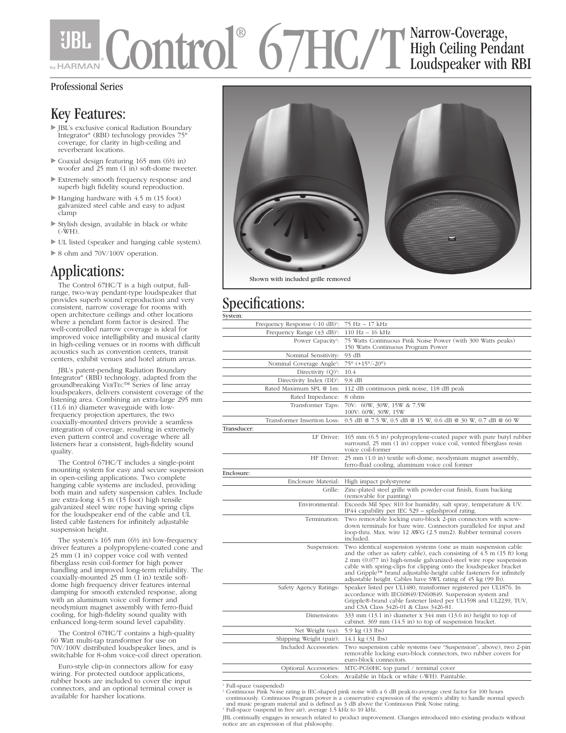# JBL Control® 67HC/T Narrow-Coverage, High Ceiling Pendant Loudspeaker with RBI

Professional Series

## Key Features:

- JBL's exclusive conical Radiation Boundary Integrator® (RBI) technology provides 75° coverage, for clarity in high-ceiling and reverberant locations.
- Coaxial design featuring 165 mm (6½ in) woofer and 25 mm (1 in) soft-dome tweeter.
- Extremely smooth frequency response and superb high fidelity sound reproduction.
- Hanging hardware with 4.5 m (15 foot) galvanized steel cable and easy to adjust clamp
- Stylish design, available in black or white (-WH).
- UL listed (speaker and hanging cable system).
- 8 ohm and 70V/100V operation.

## Applications:

The Control 67HC/T is a high output, full-range, two-way pendant-type loudspeaker that provides superb sound reproduction and very consistent, narrow coverage for rooms with open architecture ceilings and other locations where a pendant form factor is desired. The well-controlled narrow coverage is ideal for improved voice intelligibility and musical clarity in high-ceiling venues or in rooms with difficult acoustics such as convention centers, transit centers, exhibit venues and hotel atrium areas.

JBL's patent-pending Radiation Boundary Integrator® (RBI) technology, adapted from the groundbreaking VerTec™ Series of line array loudspeakers, delivers consistent coverage of the listening area. Combining an extra-large 295 mm (11.6 in) diameter waveguide with low-frequency projection apertures, the two coaxially-mounted drivers provide a seamless integration of coverage, resulting in extremely even pattern control and coverage where all listeners hear a consistent, high-fidelity sound quality.

The Control 67HC/T includes a single-point mounting system for easy and secure suspension in open-ceiling applications. Two complete hanging cable systems are included, providing both main and safety suspension cables. Include are extra-long 4.5 m (15 foot) high tensile galvanized steel wire rope having spring clips for the loudspeaker end of the cable and UL listed cable fasteners for infinitely adjustable suspension height.

The system's 165 mm (6½ in) low-frequency driver features a polypropylene-coated cone and 25 mm (1 in) copper voice coil with vented fiberglass resin coil-former for high power handling and improved long-term reliability. The coaxially-mounted 25 mm (1 in) textile soft-dome high frequency driver features internal damping for smooth extended response, along with an aluminum voice coil former and neodymium magnet assembly with ferro-fluid cooling, for high-fidelity sound quality with enhanced long-term sound level capability.

The Control 67HC/T contains a high-quality 60 Watt multi-tap transformer for use on 70V/100V distributed loudspeaker lines, and is switchable for 8-ohm voice-coil direct operation.

Euro-style clip-in connectors allow for easy wiring. For protected outdoor applications, rubber boots are included to cover the input connectors, and an optional terminal cover is available for harsher locations.

Shown with included grille removed

## Specifications:

| | |
|---|---|
| **System:** | |
| Frequency Response (-10 dB)[1]: | 75 Hz – 17 kHz |
| Frequency Range (±3 dB)[1]: | 110 Hz – 16 kHz |
| Power Capacity[2]: | 75 Watts Continuous Pink Noise Power (with 300 Watts peaks) 150 Watts Continuous Program Power |
| Nominal Sensitivity: | 93 dB |
| Nominal Coverage Angle[3]: | 75° (+15°/-20°) |
| Directivity (Q)[3]: | 10.4 |
| Directivity Index (DI)[3]: | 9.8 dB |
| Rated Maximum SPL @ 1m: | 112 dB continuous pink noise, 118 dB peak |
| Rated Impedance: | 8 ohms |
| Transformer Taps: | 70V: 60W, 30W, 15W & 7.5W 100V: 60W, 30W, 15W |
| Transformer Insertion Loss: | 0.5 dB @ 7.5 W, 0.5 dB @ 15 W, 0.6 dB @ 30 W, 0.7 dB @ 60 W |
| **Transducer:** | |
| LF Driver: | 165 mm (6.5 in) polypropylene-coated paper with pure butyl rubber surround, 25 mm (1 in) copper voice coil, vented fiberglass resin voice coil-former |
| HF Driver: | 25 mm (1.0 in) textile soft-dome, neodymium magnet assembly, ferro-fluid cooling, aluminum voice coil former |
| **Enclosure:** | |
| Enclosure Material: | High impact polystyrene |
| Grille: | Zinc-plated steel grille with powder-coat finish, foam backing (removable for painting) |
| Environmental: | Exceeds Mil Spec 810 for humidity, salt spray, temperature & UV. IP44 capability per IEC 529 – splashproof rating. |
| Termination: | Two removable locking euro-block 2-pin connectors with screw-down terminals for bare wire. Connectors paralleled for input and loop-thru. Max. wire 12 AWG (2.5 mm2). Rubber terminal covers included. |
| Suspension: | Two identical suspension systems (one as main suspension cable and the other as safety cable), each consisting of 4.5 m (15 ft) long 2 mm (0.077 in) high-tensile galvanized-steel wire rope suspension cable with spring-clips for clipping onto the loudspeaker bracket and Gripple™ brand adjustable-height cable fasteners for infinitely adjustable height. Cables have SWL rating of 45 kg (99 lb). |
| Safety Agency Ratings: | Speaker listed per UL1480, transformer registered per UL1876. In accordance with IEC60849/EN60849. Suspension system and Gripple®-brand cable fastener listed per UL1598 and UL2239, TUV, and CSA Class 3426-01 & Class 3426-81. |
| Dimensions: | 333 mm (13.1 in) diameter x 344 mm (13.6 in) height to top of cabinet. 369 mm (14.5 in) to top of suspension bracket. |
| Net Weight (ea): | 5.9 kg (13 lbs) |
| Shipping Weight (pair): | 14.1 kg (31 lbs) |
| Included Accessories: | Two suspension cable systems (see "Suspension", above), two 2-pin removable locking euro-block connectors, two rubber covers for euro-block connectors. |
| Optional Accessories: | MTC-PC60HC top panel / terminal cover |
| Colors: | Available in black or white (-WH). Paintable. |

[1] Full-space (suspended)
[2] Continuous Pink Noise rating is IEC-shaped pink noise with a 6 dB peak-to-average crest factor for 100 hours continuously. Continuous Program power is a conservative expression of the system's ability to handle normal speech and music program material and is defined as 3 dB above the Continuous Pink Noise rating.
[3] Full-space (suspend in free air), average 1.5 kHz to 10 kHz.

JBL continually engages in research related to product improvement. Changes introduced into existing products without notice are an expression of that philosophy.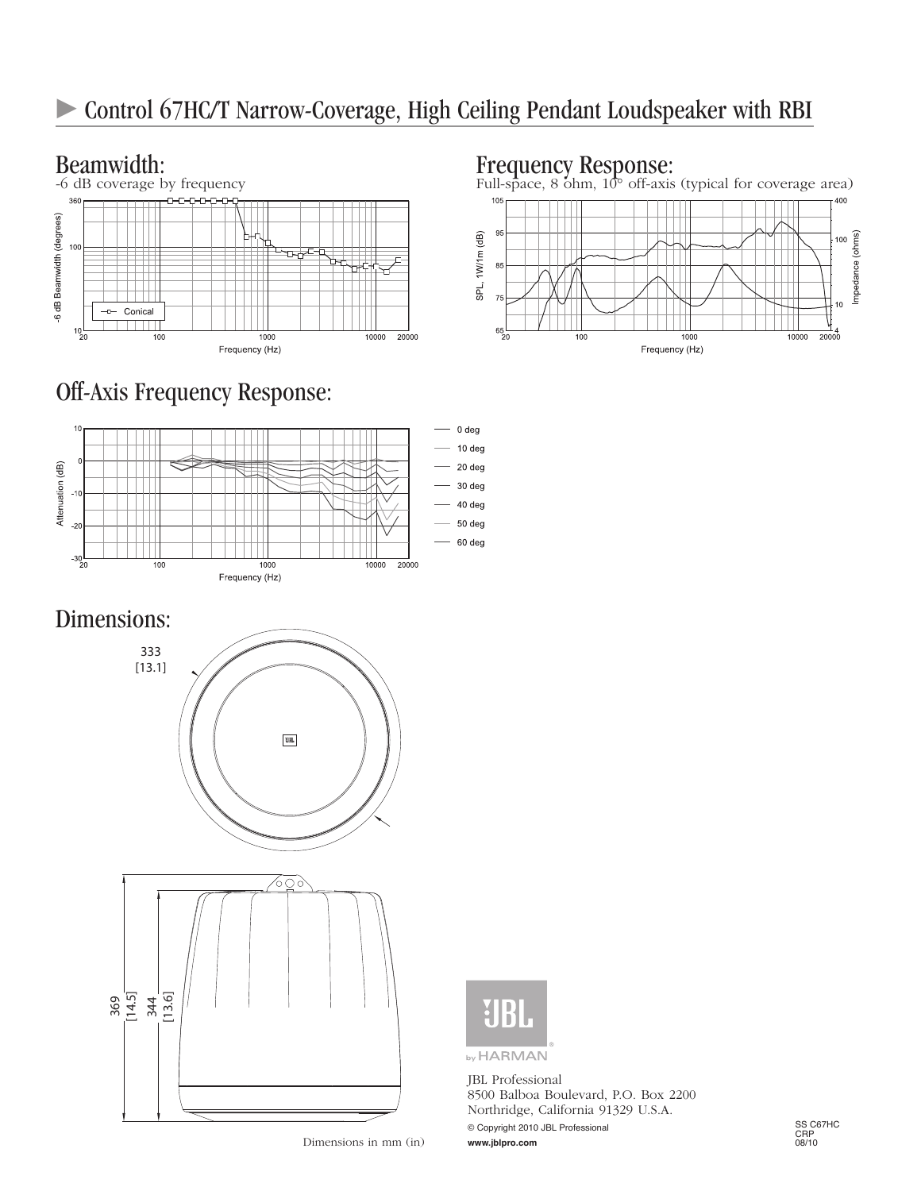# ► Control 67HC/T Narrow-Coverage, High Ceiling Pendant Loudspeaker with RBI

## Beamwidth:

-6 dB coverage by frequency

-6 dB Beamwidth (degrees)

360
100
10

20
100
1000
10000
20000

Frequency (Hz)

Conical

## Frequency Response:

Full-space, 8 ohm, 10° off-axis (typical for coverage area)

SPL, 1W/1m (dB)

105
95
85
75
65

Impedance (ohms)

400
100
10
4

20
100
1000
10000
20000

Frequency (Hz)

## Off-Axis Frequency Response:

Attenuation (dB)

10
0
-10
-20
-30

20
100
1000
10000
20000

Frequency (Hz)

0 deg
10 deg
20 deg
30 deg
40 deg
50 deg
60 deg

## Dimensions:

333
[13.1]

369
[14.5]

344
[13.6]

Dimensions in mm (in)

JBL
by HARMAN

JBL Professional
8500 Balboa Boulevard, P.O. Box 2200
Northridge, California 91329 U.S.A.

© Copyright 2010 JBL Professional

**www.jblpro.com**

SS C67HC
CRP
08/10